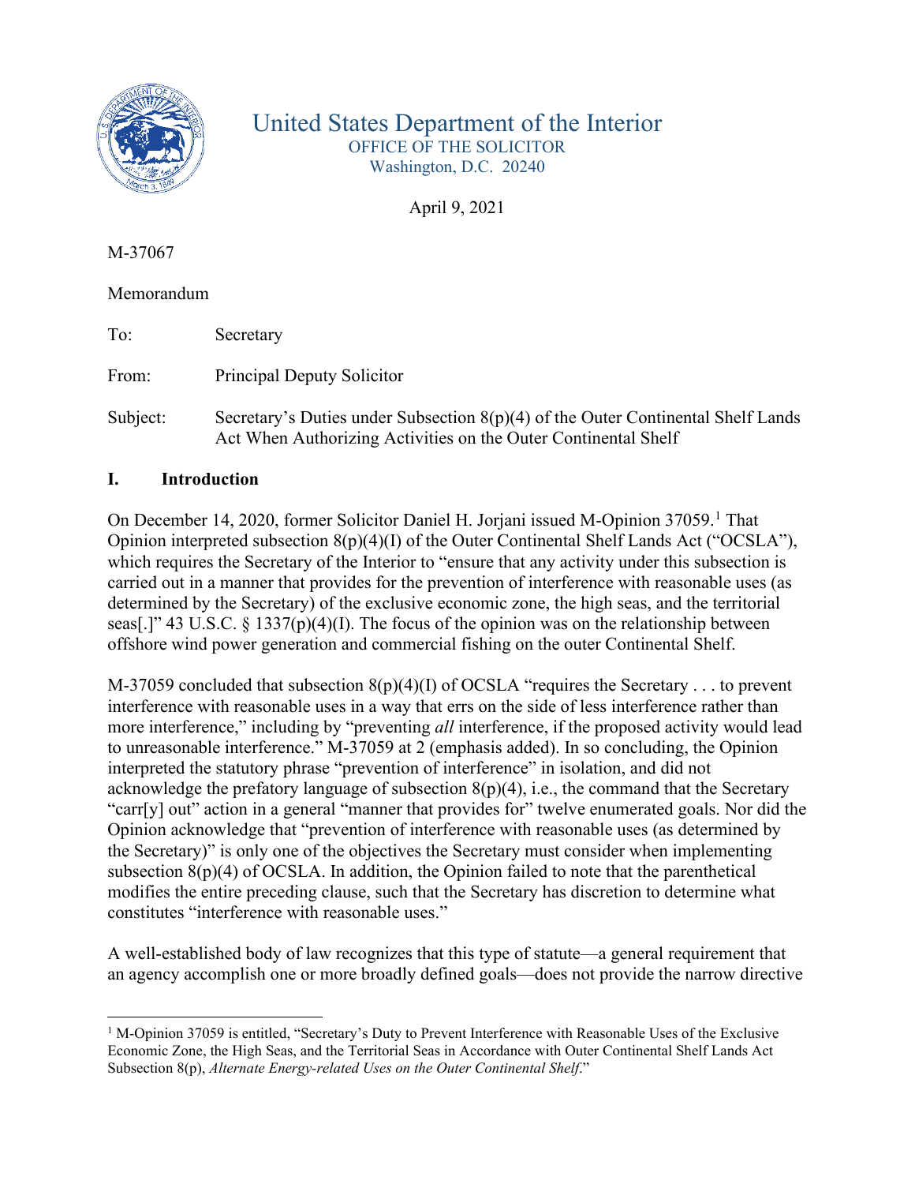# United States Department of the Interior

OFFICE OF THE SOLICITOR
Washington, D.C. 20240

April 9, 2021

M-37067

Memorandum

To: Secretary

From: Principal Deputy Solicitor

Subject: Secretary's Duties under Subsection 8(p)(4) of the Outer Continental Shelf Lands Act When Authorizing Activities on the Outer Continental Shelf

## I. Introduction

On December 14, 2020, former Solicitor Daniel H. Jorjani issued M-Opinion 37059.[1] That Opinion interpreted subsection 8(p)(4)(I) of the Outer Continental Shelf Lands Act ("OCSLA"), which requires the Secretary of the Interior to "ensure that any activity under this subsection is carried out in a manner that provides for the prevention of interference with reasonable uses (as determined by the Secretary) of the exclusive economic zone, the high seas, and the territorial seas[.]" 43 U.S.C. § 1337(p)(4)(I). The focus of the opinion was on the relationship between offshore wind power generation and commercial fishing on the outer Continental Shelf.

M-37059 concluded that subsection 8(p)(4)(I) of OCSLA "requires the Secretary . . . to prevent interference with reasonable uses in a way that errs on the side of less interference rather than more interference," including by "preventing *all* interference, if the proposed activity would lead to unreasonable interference." M-37059 at 2 (emphasis added). In so concluding, the Opinion interpreted the statutory phrase "prevention of interference" in isolation, and did not acknowledge the prefatory language of subsection 8(p)(4), i.e., the command that the Secretary "carr[y] out" action in a general "manner that provides for" twelve enumerated goals. Nor did the Opinion acknowledge that "prevention of interference with reasonable uses (as determined by the Secretary)" is only one of the objectives the Secretary must consider when implementing subsection 8(p)(4) of OCSLA. In addition, the Opinion failed to note that the parenthetical modifies the entire preceding clause, such that the Secretary has discretion to determine what constitutes "interference with reasonable uses."

A well-established body of law recognizes that this type of statute—a general requirement that an agency accomplish one or more broadly defined goals—does not provide the narrow directive

[1] M-Opinion 37059 is entitled, "Secretary's Duty to Prevent Interference with Reasonable Uses of the Exclusive Economic Zone, the High Seas, and the Territorial Seas in Accordance with Outer Continental Shelf Lands Act Subsection 8(p), *Alternate Energy-related Uses on the Outer Continental Shelf*."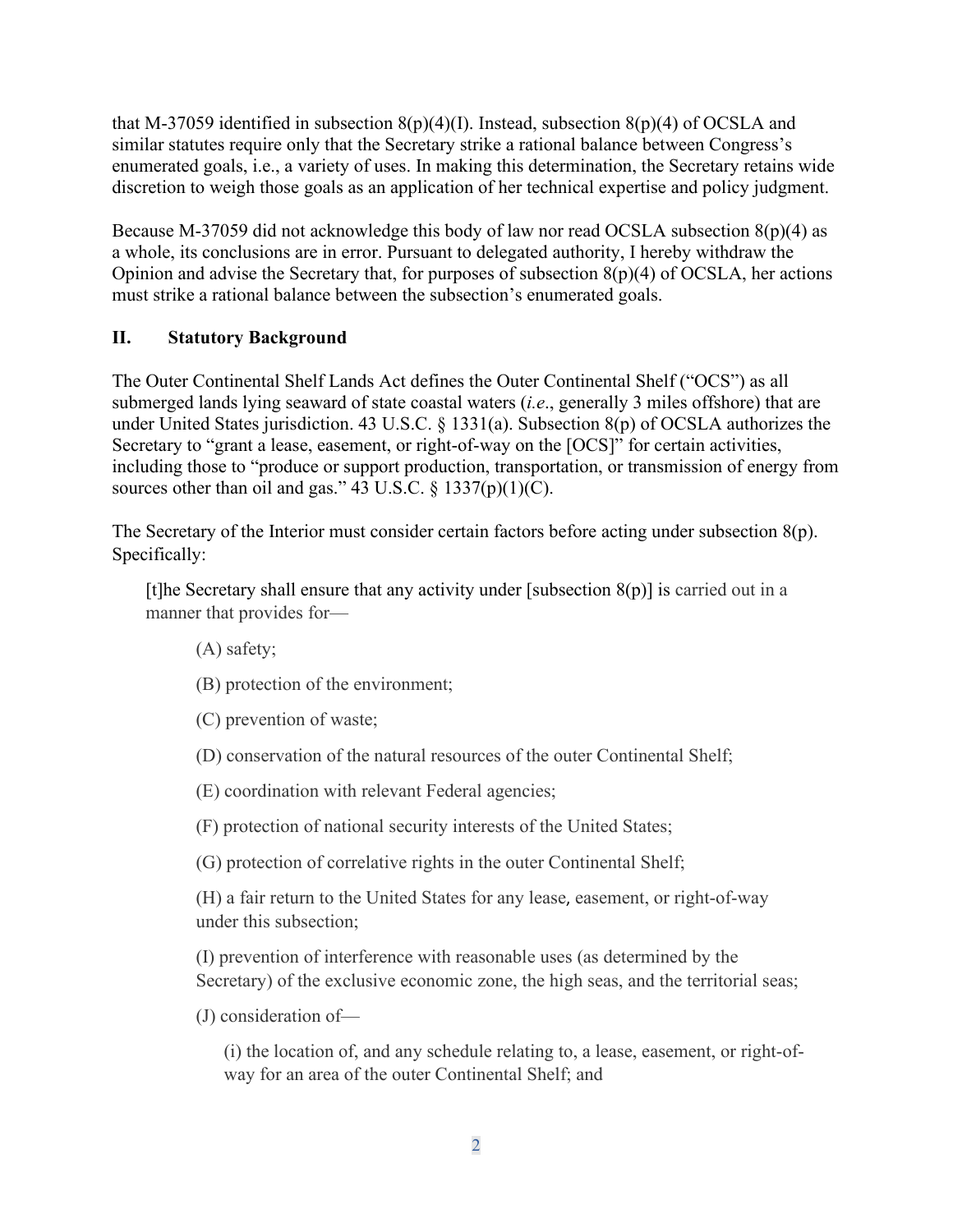that M-37059 identified in subsection 8(p)(4)(I). Instead, subsection 8(p)(4) of OCSLA and similar statutes require only that the Secretary strike a rational balance between Congress's enumerated goals, i.e., a variety of uses. In making this determination, the Secretary retains wide discretion to weigh those goals as an application of her technical expertise and policy judgment.

Because M-37059 did not acknowledge this body of law nor read OCSLA subsection 8(p)(4) as a whole, its conclusions are in error. Pursuant to delegated authority, I hereby withdraw the Opinion and advise the Secretary that, for purposes of subsection 8(p)(4) of OCSLA, her actions must strike a rational balance between the subsection's enumerated goals.

## II. Statutory Background

The Outer Continental Shelf Lands Act defines the Outer Continental Shelf ("OCS") as all submerged lands lying seaward of state coastal waters (*i.e*., generally 3 miles offshore) that are under United States jurisdiction. 43 U.S.C. § 1331(a). Subsection 8(p) of OCSLA authorizes the Secretary to "grant a lease, easement, or right-of-way on the [OCS]" for certain activities, including those to "produce or support production, transportation, or transmission of energy from sources other than oil and gas." 43 U.S.C. § 1337(p)(1)(C).

The Secretary of the Interior must consider certain factors before acting under subsection 8(p). Specifically:

> [t]he Secretary shall ensure that any activity under [subsection 8(p)] is carried out in a manner that provides for—
>
> (A) safety;
>
> (B) protection of the environment;
>
> (C) prevention of waste;
>
> (D) conservation of the natural resources of the outer Continental Shelf;
>
> (E) coordination with relevant Federal agencies;
>
> (F) protection of national security interests of the United States;
>
> (G) protection of correlative rights in the outer Continental Shelf;
>
> (H) a fair return to the United States for any lease, easement, or right-of-way under this subsection;
>
> (I) prevention of interference with reasonable uses (as determined by the Secretary) of the exclusive economic zone, the high seas, and the territorial seas;
>
> (J) consideration of—
>
> (i) the location of, and any schedule relating to, a lease, easement, or right-of-way for an area of the outer Continental Shelf; and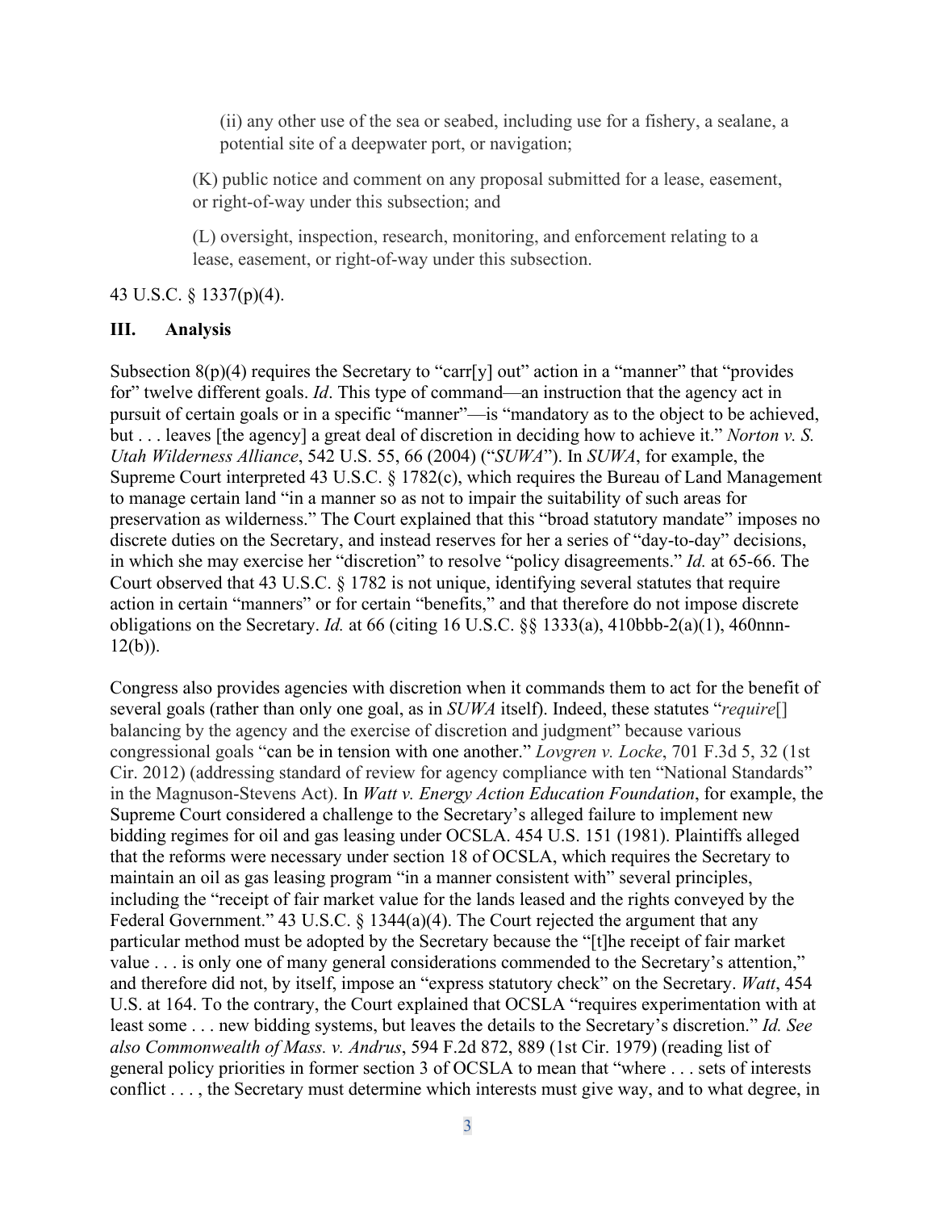> (ii) any other use of the sea or seabed, including use for a fishery, a sealane, a potential site of a deepwater port, or navigation;
>
> (K) public notice and comment on any proposal submitted for a lease, easement, or right-of-way under this subsection; and
>
> (L) oversight, inspection, research, monitoring, and enforcement relating to a lease, easement, or right-of-way under this subsection.

43 U.S.C. § 1337(p)(4).

## III. Analysis

Subsection 8(p)(4) requires the Secretary to "carr[y] out" action in a "manner" that "provides for" twelve different goals. *Id*. This type of command—an instruction that the agency act in pursuit of certain goals or in a specific "manner"—is "mandatory as to the object to be achieved, but . . . leaves [the agency] a great deal of discretion in deciding how to achieve it." *Norton v. S. Utah Wilderness Alliance*, 542 U.S. 55, 66 (2004) ("*SUWA*"). In *SUWA*, for example, the Supreme Court interpreted 43 U.S.C. § 1782(c), which requires the Bureau of Land Management to manage certain land "in a manner so as not to impair the suitability of such areas for preservation as wilderness." The Court explained that this "broad statutory mandate" imposes no discrete duties on the Secretary, and instead reserves for her a series of "day-to-day" decisions, in which she may exercise her "discretion" to resolve "policy disagreements." *Id.* at 65-66. The Court observed that 43 U.S.C. § 1782 is not unique, identifying several statutes that require action in certain "manners" or for certain "benefits," and that therefore do not impose discrete obligations on the Secretary. *Id.* at 66 (citing 16 U.S.C. §§ 1333(a), 410bbb-2(a)(1), 460nnn-12(b)).

Congress also provides agencies with discretion when it commands them to act for the benefit of several goals (rather than only one goal, as in *SUWA* itself). Indeed, these statutes "*require*[] balancing by the agency and the exercise of discretion and judgment" because various congressional goals "can be in tension with one another." *Lovgren v. Locke*, 701 F.3d 5, 32 (1st Cir. 2012) (addressing standard of review for agency compliance with ten "National Standards" in the Magnuson-Stevens Act). In *Watt v. Energy Action Education Foundation*, for example, the Supreme Court considered a challenge to the Secretary's alleged failure to implement new bidding regimes for oil and gas leasing under OCSLA. 454 U.S. 151 (1981). Plaintiffs alleged that the reforms were necessary under section 18 of OCSLA, which requires the Secretary to maintain an oil as gas leasing program "in a manner consistent with" several principles, including the "receipt of fair market value for the lands leased and the rights conveyed by the Federal Government." 43 U.S.C. § 1344(a)(4). The Court rejected the argument that any particular method must be adopted by the Secretary because the "[t]he receipt of fair market value . . . is only one of many general considerations commended to the Secretary's attention," and therefore did not, by itself, impose an "express statutory check" on the Secretary. *Watt*, 454 U.S. at 164. To the contrary, the Court explained that OCSLA "requires experimentation with at least some . . . new bidding systems, but leaves the details to the Secretary's discretion." *Id. See also Commonwealth of Mass. v. Andrus*, 594 F.2d 872, 889 (1st Cir. 1979) (reading list of general policy priorities in former section 3 of OCSLA to mean that "where . . . sets of interests conflict . . . , the Secretary must determine which interests must give way, and to what degree, in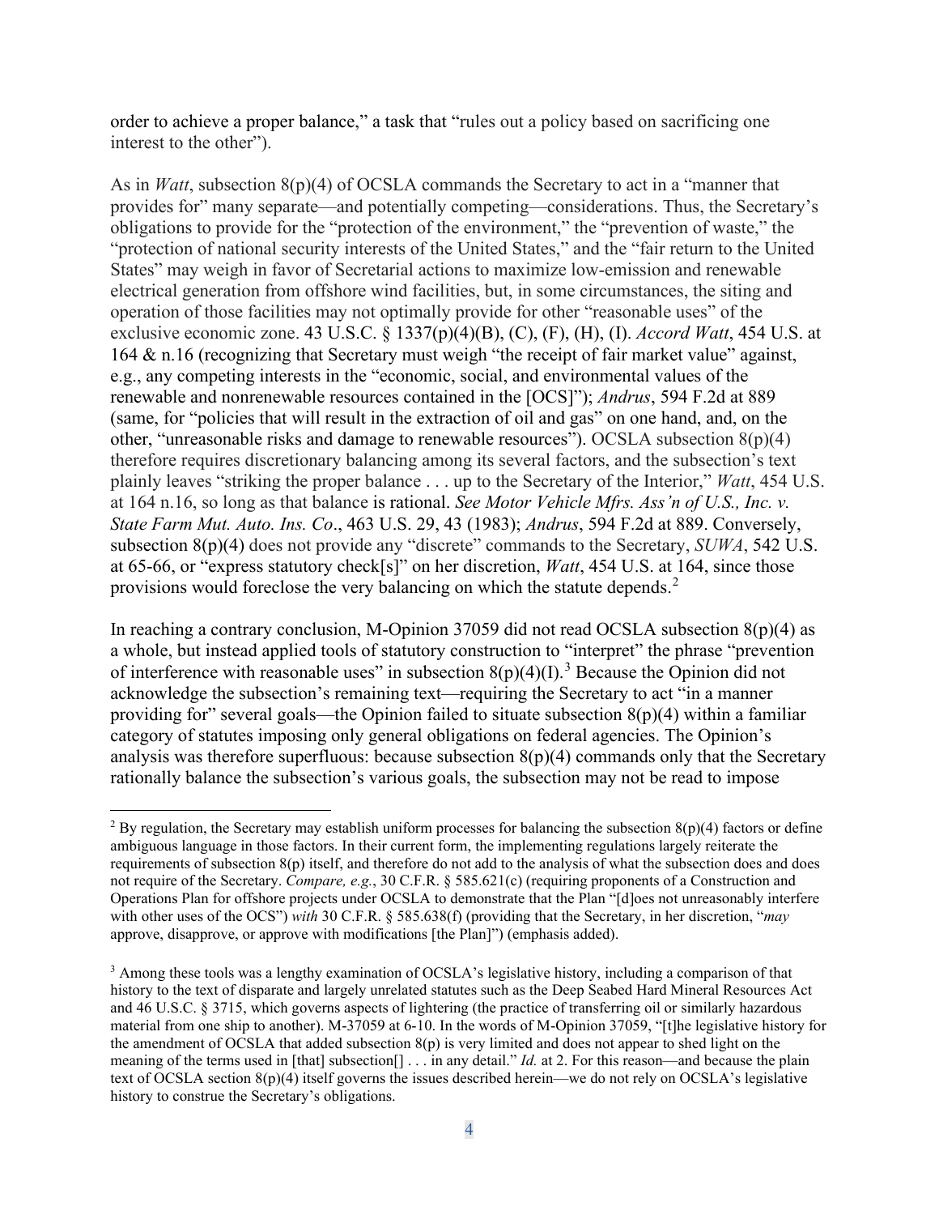order to achieve a proper balance," a task that "rules out a policy based on sacrificing one interest to the other").

As in *Watt*, subsection 8(p)(4) of OCSLA commands the Secretary to act in a "manner that provides for" many separate—and potentially competing—considerations. Thus, the Secretary's obligations to provide for the "protection of the environment," the "prevention of waste," the "protection of national security interests of the United States," and the "fair return to the United States" may weigh in favor of Secretarial actions to maximize low-emission and renewable electrical generation from offshore wind facilities, but, in some circumstances, the siting and operation of those facilities may not optimally provide for other "reasonable uses" of the exclusive economic zone. 43 U.S.C. § 1337(p)(4)(B), (C), (F), (H), (I). *Accord Watt*, 454 U.S. at 164 & n.16 (recognizing that Secretary must weigh "the receipt of fair market value" against, e.g., any competing interests in the "economic, social, and environmental values of the renewable and nonrenewable resources contained in the [OCS]"); *Andrus*, 594 F.2d at 889 (same, for "policies that will result in the extraction of oil and gas" on one hand, and, on the other, "unreasonable risks and damage to renewable resources"). OCSLA subsection 8(p)(4) therefore requires discretionary balancing among its several factors, and the subsection's text plainly leaves "striking the proper balance . . . up to the Secretary of the Interior," *Watt*, 454 U.S. at 164 n.16, so long as that balance is rational. *See Motor Vehicle Mfrs. Ass'n of U.S., Inc. v. State Farm Mut. Auto. Ins. Co*., 463 U.S. 29, 43 (1983); *Andrus*, 594 F.2d at 889. Conversely, subsection 8(p)(4) does not provide any "discrete" commands to the Secretary, *SUWA*, 542 U.S. at 65-66, or "express statutory check[s]" on her discretion, *Watt*, 454 U.S. at 164, since those provisions would foreclose the very balancing on which the statute depends.[2]

In reaching a contrary conclusion, M-Opinion 37059 did not read OCSLA subsection 8(p)(4) as a whole, but instead applied tools of statutory construction to "interpret" the phrase "prevention of interference with reasonable uses" in subsection 8(p)(4)(I).[3] Because the Opinion did not acknowledge the subsection's remaining text—requiring the Secretary to act "in a manner providing for" several goals—the Opinion failed to situate subsection 8(p)(4) within a familiar category of statutes imposing only general obligations on federal agencies. The Opinion's analysis was therefore superfluous: because subsection 8(p)(4) commands only that the Secretary rationally balance the subsection's various goals, the subsection may not be read to impose

---

[2] By regulation, the Secretary may establish uniform processes for balancing the subsection 8(p)(4) factors or define ambiguous language in those factors. In their current form, the implementing regulations largely reiterate the requirements of subsection 8(p) itself, and therefore do not add to the analysis of what the subsection does and does not require of the Secretary. *Compare, e.g.*, 30 C.F.R. § 585.621(c) (requiring proponents of a Construction and Operations Plan for offshore projects under OCSLA to demonstrate that the Plan "[d]oes not unreasonably interfere with other uses of the OCS") *with* 30 C.F.R. § 585.638(f) (providing that the Secretary, in her discretion, "*may* approve, disapprove, or approve with modifications [the Plan]") (emphasis added).

[3] Among these tools was a lengthy examination of OCSLA's legislative history, including a comparison of that history to the text of disparate and largely unrelated statutes such as the Deep Seabed Hard Mineral Resources Act and 46 U.S.C. § 3715, which governs aspects of lightering (the practice of transferring oil or similarly hazardous material from one ship to another). M-37059 at 6-10. In the words of M-Opinion 37059, "[t]he legislative history for the amendment of OCSLA that added subsection 8(p) is very limited and does not appear to shed light on the meaning of the terms used in [that] subsection[] . . . in any detail." *Id.* at 2. For this reason—and because the plain text of OCSLA section 8(p)(4) itself governs the issues described herein—we do not rely on OCSLA's legislative history to construe the Secretary's obligations.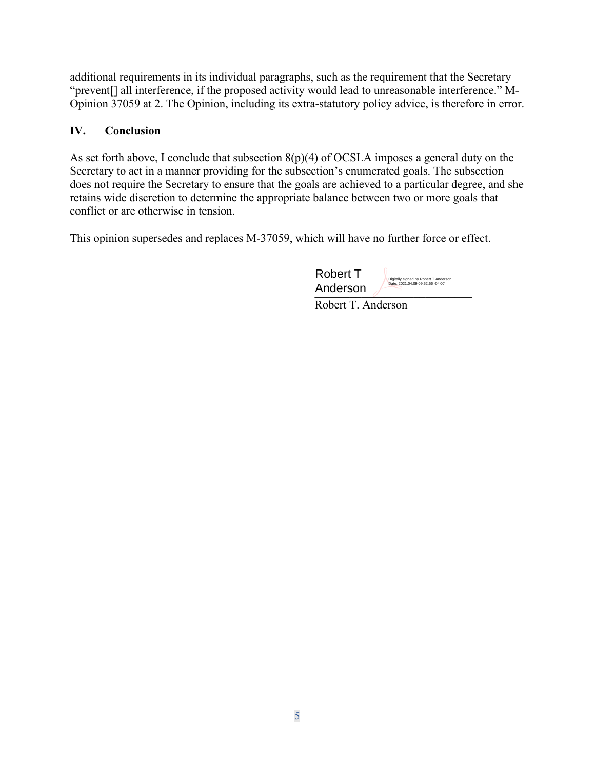additional requirements in its individual paragraphs, such as the requirement that the Secretary "prevent[] all interference, if the proposed activity would lead to unreasonable interference." M-Opinion 37059 at 2. The Opinion, including its extra-statutory policy advice, is therefore in error.

## IV. Conclusion

As set forth above, I conclude that subsection 8(p)(4) of OCSLA imposes a general duty on the Secretary to act in a manner providing for the subsection's enumerated goals. The subsection does not require the Secretary to ensure that the goals are achieved to a particular degree, and she retains wide discretion to determine the appropriate balance between two or more goals that conflict or are otherwise in tension.

This opinion supersedes and replaces M-37059, which will have no further force or effect.

Robert T Anderson

Digitally signed by Robert T Anderson
Date: 2021.04.09 09:52:56 -04'00'

Robert T. Anderson